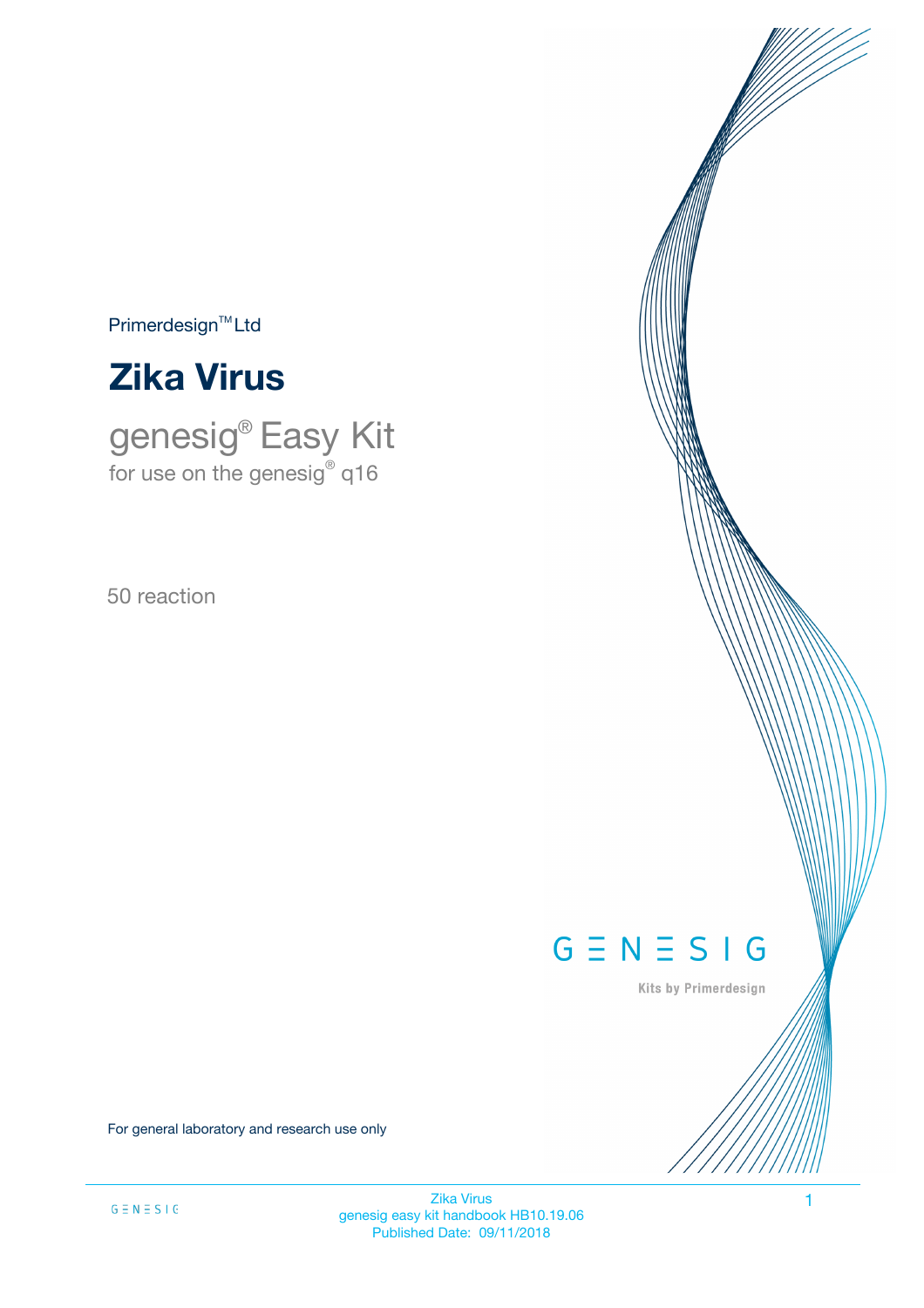Primerdesign™ Ltd

# Zika Virus

## genesig® Easy Kit
for use on the genesig® q16

50 reaction

GENESIG

Kits by Primerdesign

For general laboratory and research use only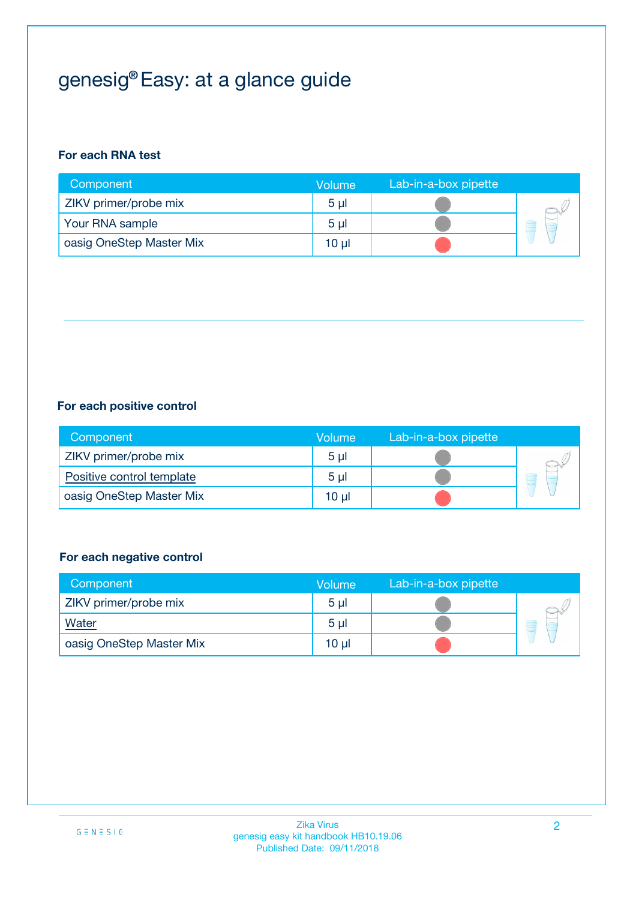# genesig® Easy: at a glance guide

**For each RNA test**

| Component | Volume | Lab-in-a-box pipette |
|---|---|---|
| ZIKV primer/probe mix | 5 µl | |
| Your RNA sample | 5 µl | |
| oasig OneStep Master Mix | 10 µl | |

**For each positive control**

| Component | Volume | Lab-in-a-box pipette |
|---|---|---|
| ZIKV primer/probe mix | 5 µl | |
| Positive control template | 5 µl | |
| oasig OneStep Master Mix | 10 µl | |

**For each negative control**

| Component | Volume | Lab-in-a-box pipette |
|---|---|---|
| ZIKV primer/probe mix | 5 µl | |
| Water | 5 µl | |
| oasig OneStep Master Mix | 10 µl | |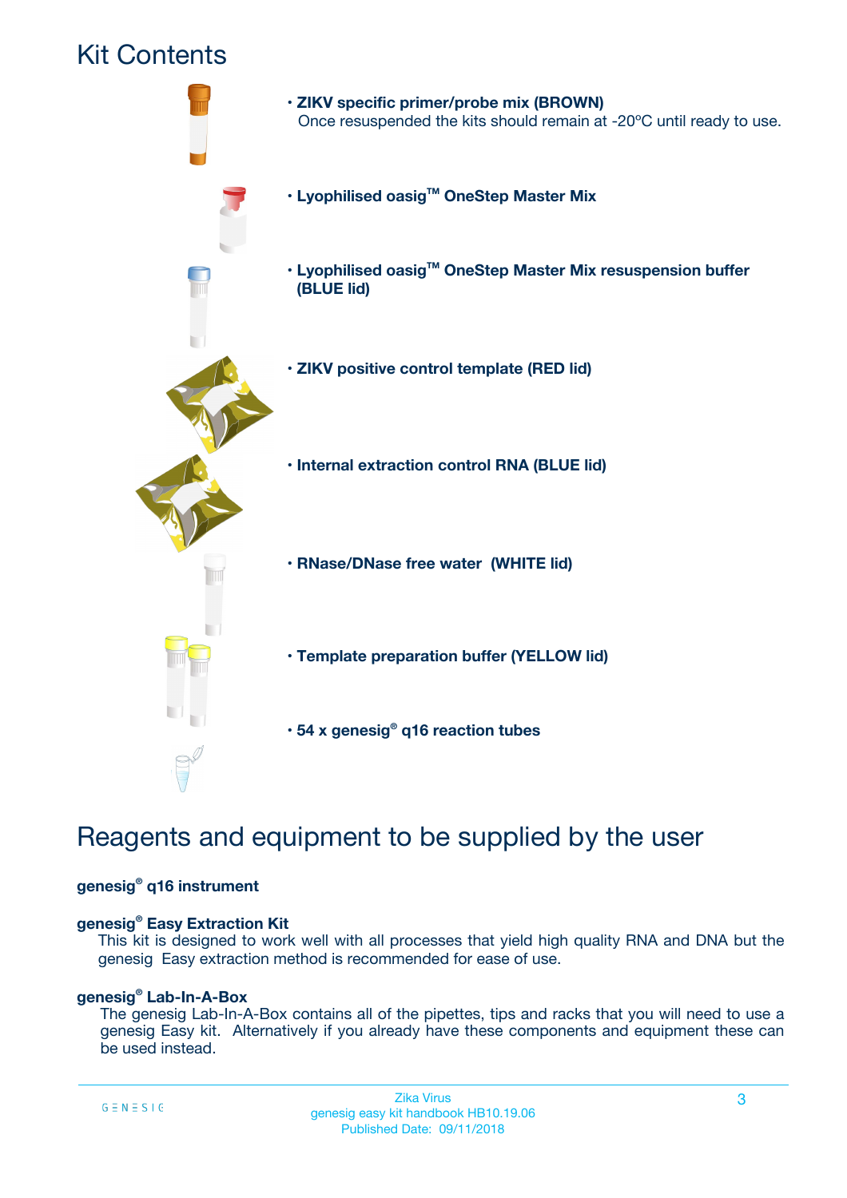# Kit Contents

- **ZIKV specific primer/probe mix (BROWN)**
  Once resuspended the kits should remain at -20ºC until ready to use.
- **Lyophilised oasig™ OneStep Master Mix**
- **Lyophilised oasig™ OneStep Master Mix resuspension buffer (BLUE lid)**
- **ZIKV positive control template (RED lid)**
- **Internal extraction control RNA (BLUE lid)**
- **RNase/DNase free water (WHITE lid)**
- **Template preparation buffer (YELLOW lid)**
- **54 x genesig® q16 reaction tubes**

# Reagents and equipment to be supplied by the user

**genesig® q16 instrument**

**genesig® Easy Extraction Kit**

This kit is designed to work well with all processes that yield high quality RNA and DNA but the genesig Easy extraction method is recommended for ease of use.

**genesig® Lab-In-A-Box**

The genesig Lab-In-A-Box contains all of the pipettes, tips and racks that you will need to use a genesig Easy kit. Alternatively if you already have these components and equipment these can be used instead.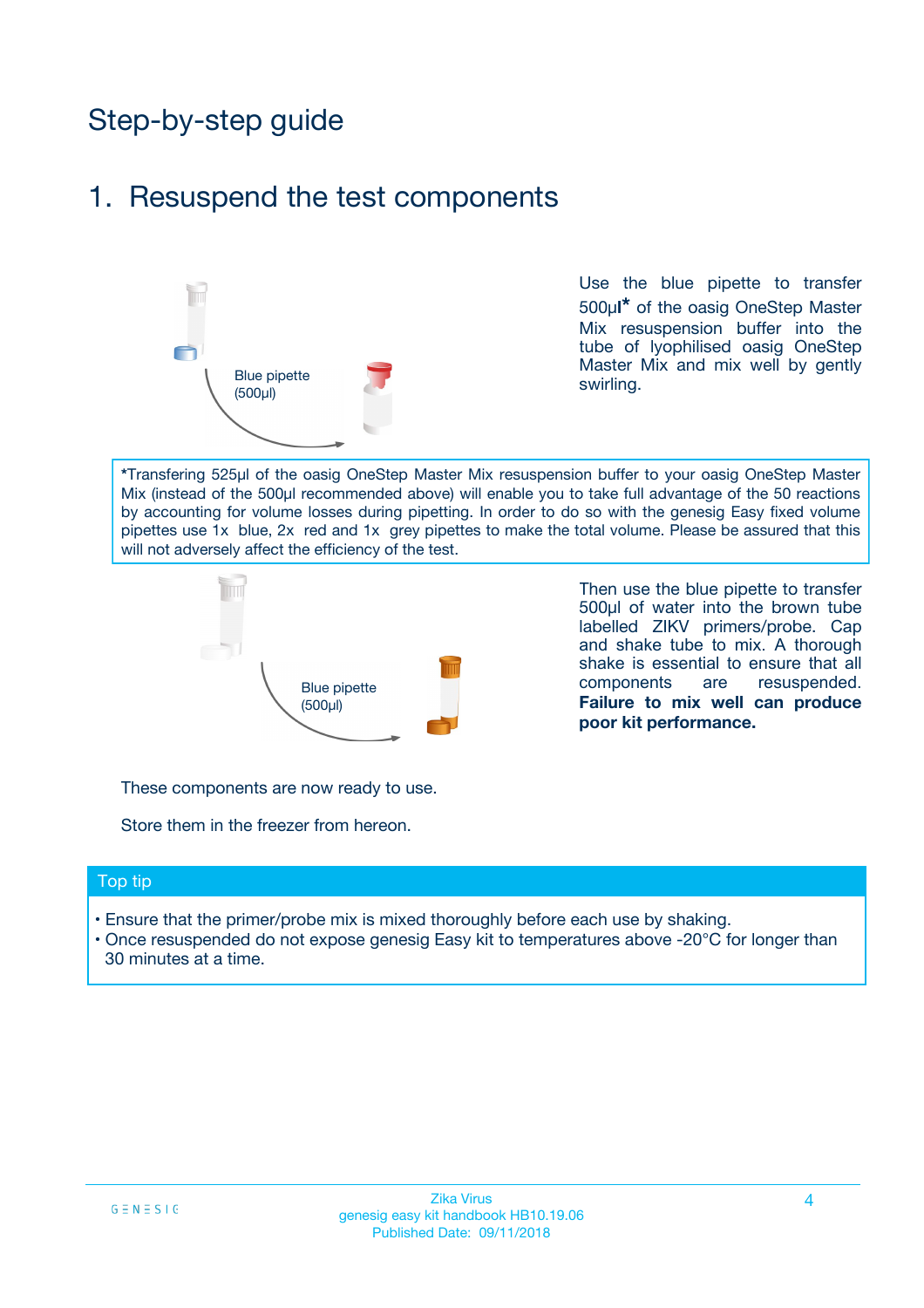# Step-by-step guide

## 1. Resuspend the test components

Blue pipette (500µl)

Use the blue pipette to transfer 500µl* of the oasig OneStep Master Mix resuspension buffer into the tube of lyophilised oasig OneStep Master Mix and mix well by gently swirling.

*Transfering 525µl of the oasig OneStep Master Mix resuspension buffer to your oasig OneStep Master Mix (instead of the 500µl recommended above) will enable you to take full advantage of the 50 reactions by accounting for volume losses during pipetting. In order to do so with the genesig Easy fixed volume pipettes use 1x blue, 2x red and 1x grey pipettes to make the total volume. Please be assured that this will not adversely affect the efficiency of the test.

Blue pipette (500µl)

Then use the blue pipette to transfer 500µl of water into the brown tube labelled ZIKV primers/probe. Cap and shake tube to mix. A thorough shake is essential to ensure that all components are resuspended. **Failure to mix well can produce poor kit performance.**

These components are now ready to use.

Store them in the freezer from hereon.

### Top tip

- Ensure that the primer/probe mix is mixed thoroughly before each use by shaking.
- Once resuspended do not expose genesig Easy kit to temperatures above -20°C for longer than 30 minutes at a time.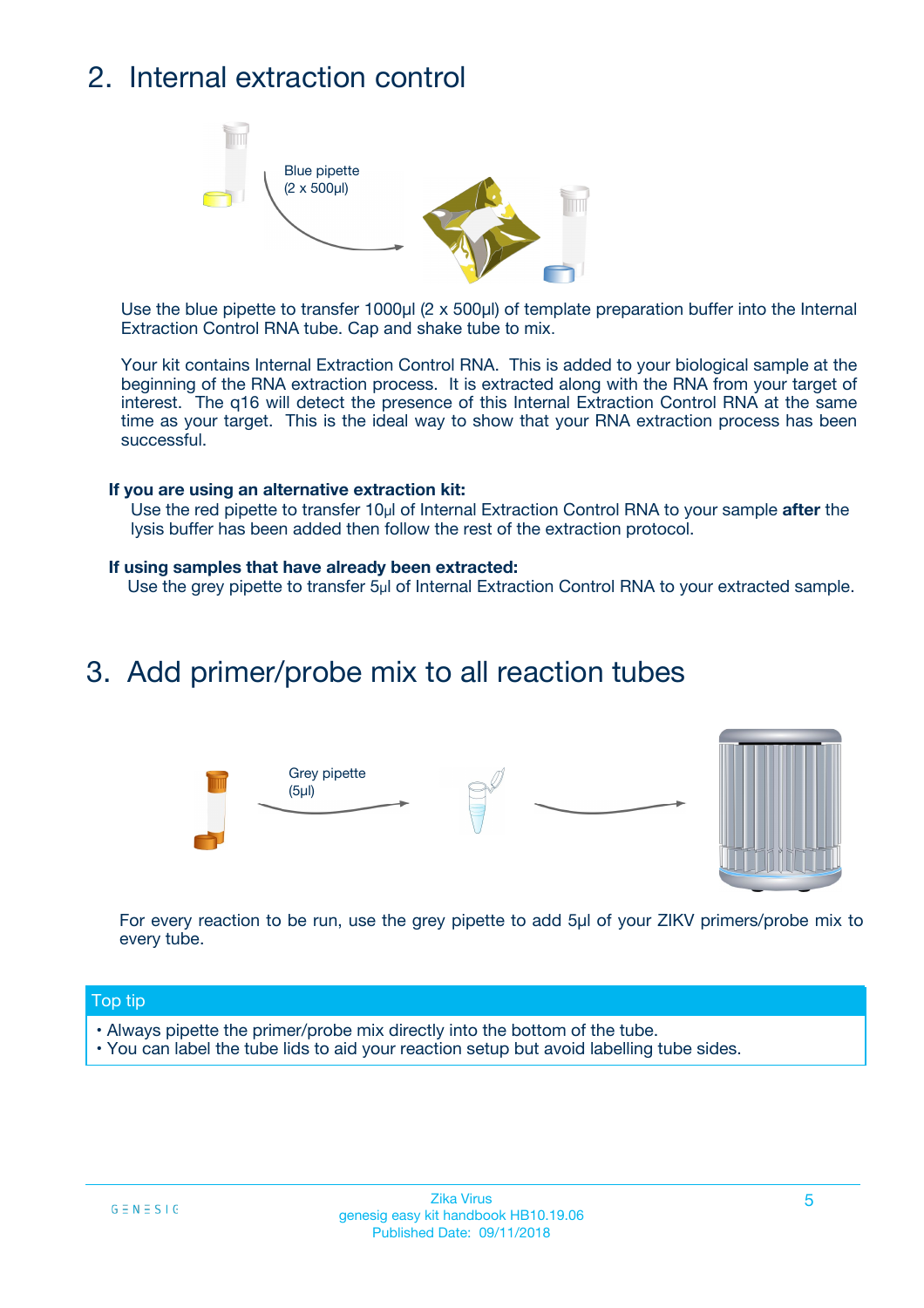## 2. Internal extraction control

Blue pipette
(2 x 500µl)

Use the blue pipette to transfer 1000µl (2 x 500µl) of template preparation buffer into the Internal Extraction Control RNA tube. Cap and shake tube to mix.

Your kit contains Internal Extraction Control RNA. This is added to your biological sample at the beginning of the RNA extraction process. It is extracted along with the RNA from your target of interest. The q16 will detect the presence of this Internal Extraction Control RNA at the same time as your target. This is the ideal way to show that your RNA extraction process has been successful.

**If you are using an alternative extraction kit:**

Use the red pipette to transfer 10µl of Internal Extraction Control RNA to your sample **after** the lysis buffer has been added then follow the rest of the extraction protocol.

**If using samples that have already been extracted:**

Use the grey pipette to transfer 5µl of Internal Extraction Control RNA to your extracted sample.

## 3. Add primer/probe mix to all reaction tubes

Grey pipette
(5µl)

For every reaction to be run, use the grey pipette to add 5µl of your ZIKV primers/probe mix to every tube.

Top tip

- Always pipette the primer/probe mix directly into the bottom of the tube.
- You can label the tube lids to aid your reaction setup but avoid labelling tube sides.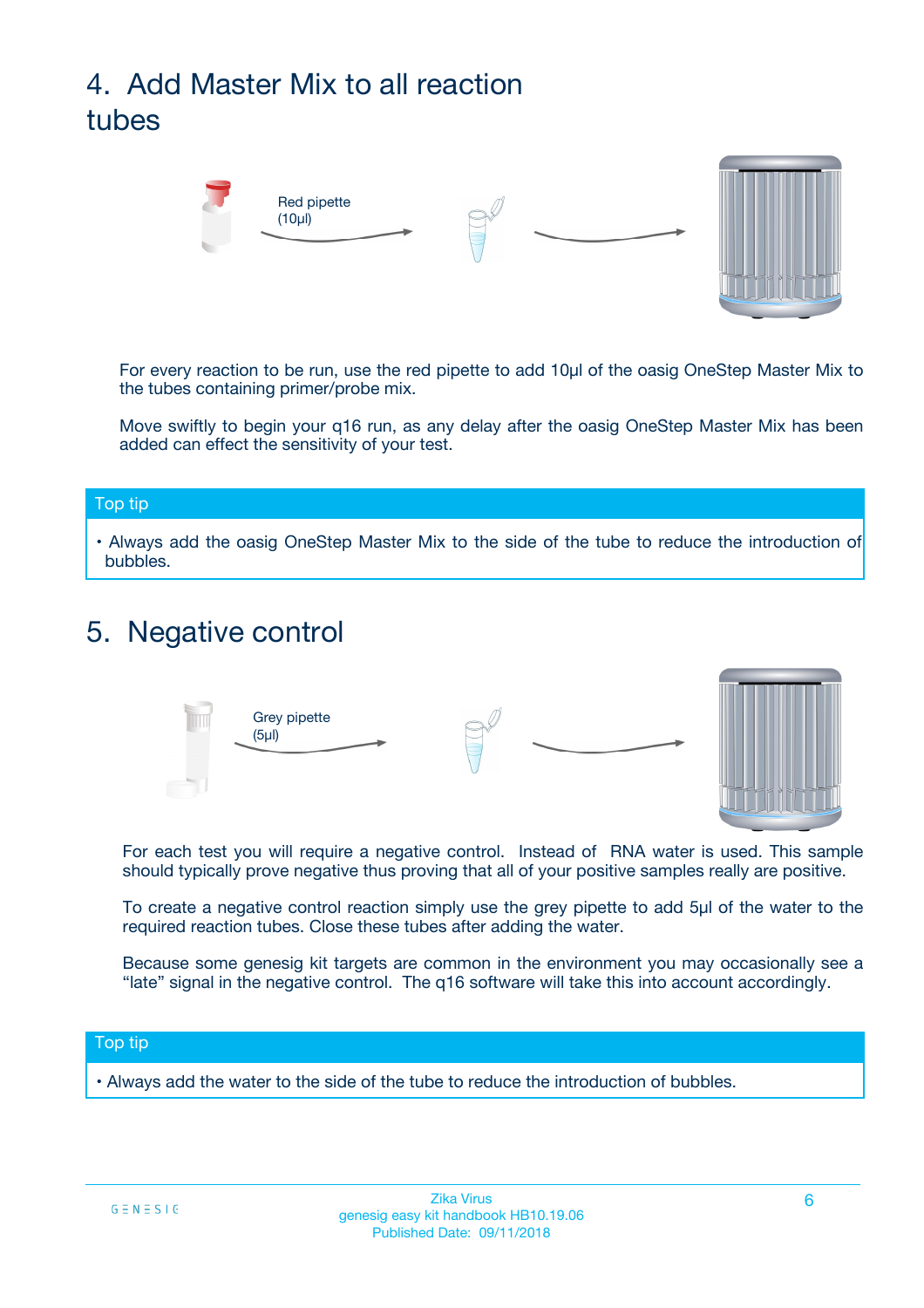## 4. Add Master Mix to all reaction tubes

Red pipette (10µl)

For every reaction to be run, use the red pipette to add 10µl of the oasig OneStep Master Mix to the tubes containing primer/probe mix.

Move swiftly to begin your q16 run, as any delay after the oasig OneStep Master Mix has been added can effect the sensitivity of your test.

**Top tip**

- Always add the oasig OneStep Master Mix to the side of the tube to reduce the introduction of bubbles.

## 5. Negative control

Grey pipette (5µl)

For each test you will require a negative control. Instead of RNA water is used. This sample should typically prove negative thus proving that all of your positive samples really are positive.

To create a negative control reaction simply use the grey pipette to add 5µl of the water to the required reaction tubes. Close these tubes after adding the water.

Because some genesig kit targets are common in the environment you may occasionally see a "late" signal in the negative control. The q16 software will take this into account accordingly.

**Top tip**

- Always add the water to the side of the tube to reduce the introduction of bubbles.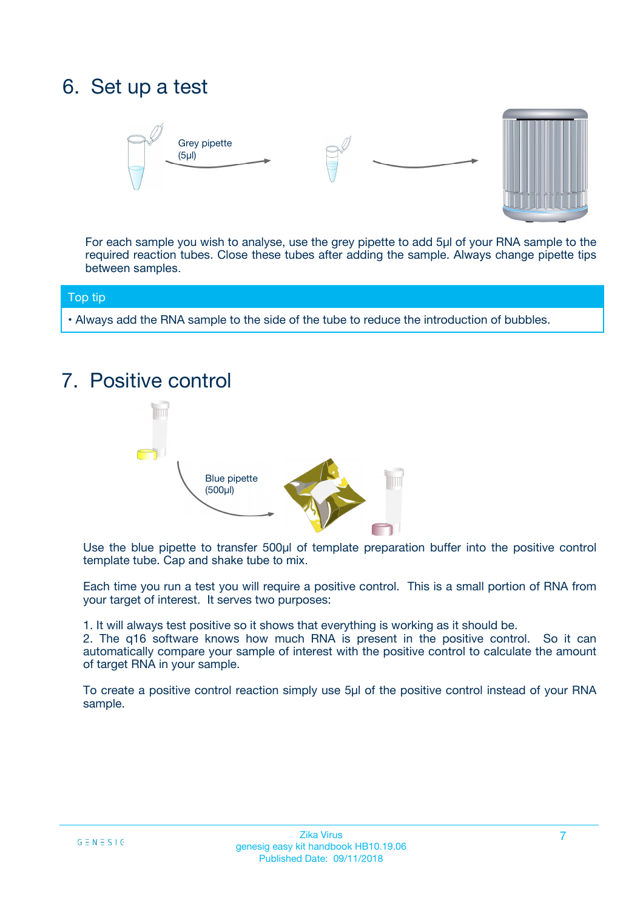## 6. Set up a test

Grey pipette (5µl)

For each sample you wish to analyse, use the grey pipette to add 5µl of your RNA sample to the required reaction tubes. Close these tubes after adding the sample. Always change pipette tips between samples.

**Top tip**

- Always add the RNA sample to the side of the tube to reduce the introduction of bubbles.

## 7. Positive control

Blue pipette (500µl)

Use the blue pipette to transfer 500µl of template preparation buffer into the positive control template tube. Cap and shake tube to mix.

Each time you run a test you will require a positive control. This is a small portion of RNA from your target of interest. It serves two purposes:

1. It will always test positive so it shows that everything is working as it should be.
2. The q16 software knows how much RNA is present in the positive control. So it can automatically compare your sample of interest with the positive control to calculate the amount of target RNA in your sample.

To create a positive control reaction simply use 5µl of the positive control instead of your RNA sample.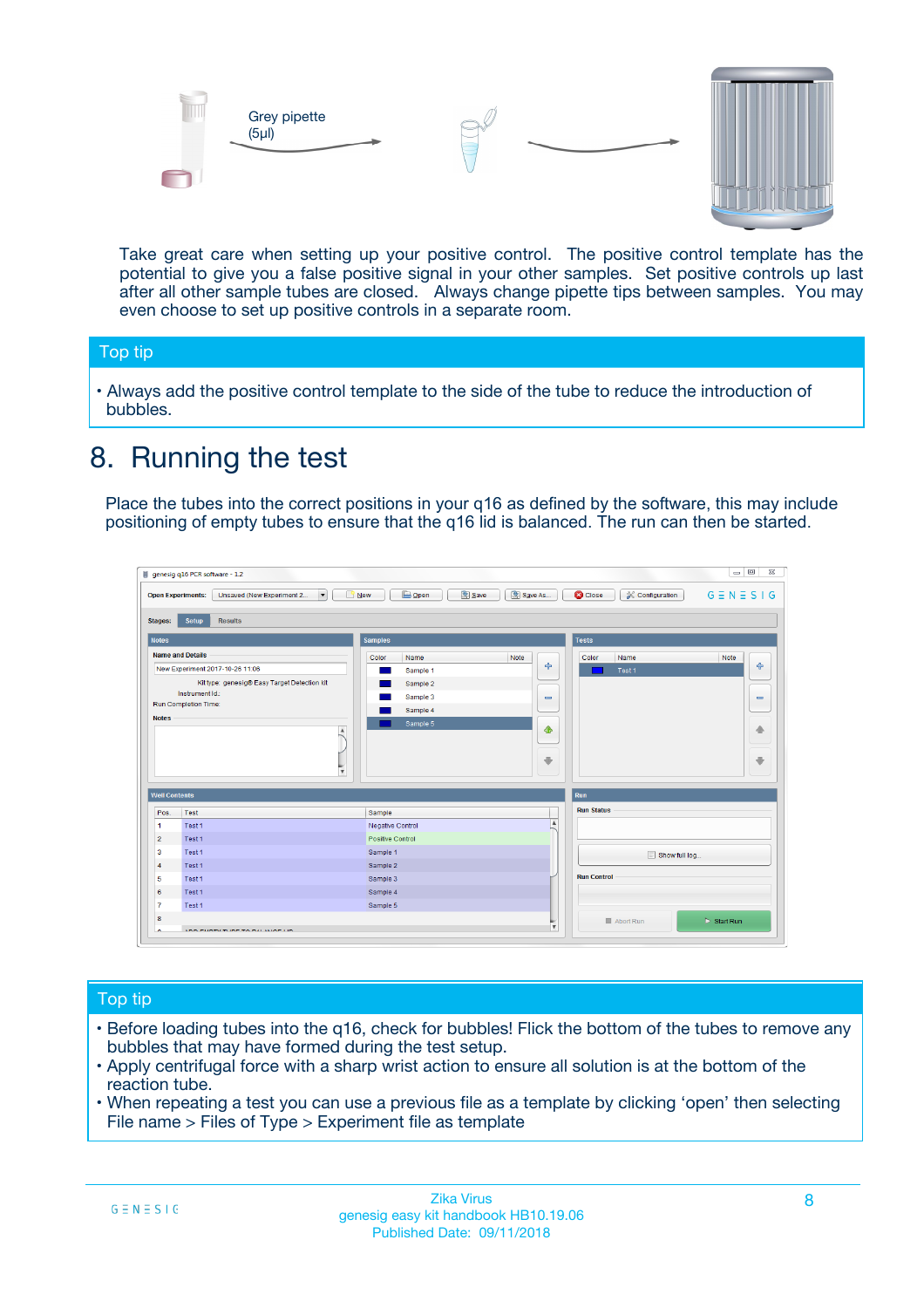Grey pipette (5µl)

Take great care when setting up your positive control. The positive control template has the potential to give you a false positive signal in your other samples. Set positive controls up last after all other sample tubes are closed. Always change pipette tips between samples. You may even choose to set up positive controls in a separate room.

**Top tip**

- Always add the positive control template to the side of the tube to reduce the introduction of bubbles.

# 8. Running the test

Place the tubes into the correct positions in your q16 as defined by the software, this may include positioning of empty tubes to ensure that the q16 lid is balanced. The run can then be started.

**Top tip**

- Before loading tubes into the q16, check for bubbles! Flick the bottom of the tubes to remove any bubbles that may have formed during the test setup.
- Apply centrifugal force with a sharp wrist action to ensure all solution is at the bottom of the reaction tube.
- When repeating a test you can use a previous file as a template by clicking 'open' then selecting File name > Files of Type > Experiment file as template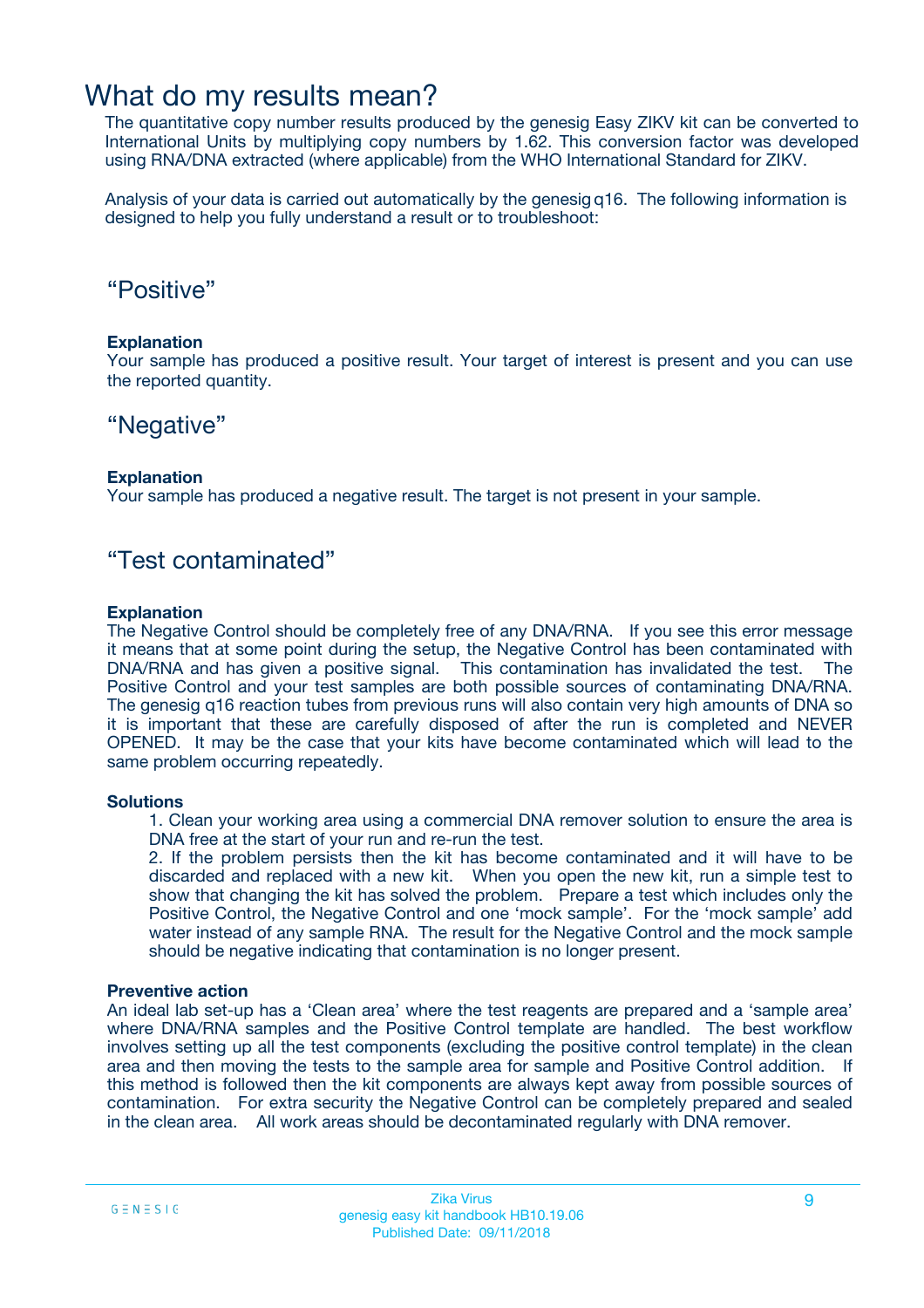# What do my results mean?

The quantitative copy number results produced by the genesig Easy ZIKV kit can be converted to International Units by multiplying copy numbers by 1.62. This conversion factor was developed using RNA/DNA extracted (where applicable) from the WHO International Standard for ZIKV.

Analysis of your data is carried out automatically by the genesig q16. The following information is designed to help you fully understand a result or to troubleshoot:

## “Positive”

**Explanation**

Your sample has produced a positive result. Your target of interest is present and you can use the reported quantity.

## “Negative”

**Explanation**

Your sample has produced a negative result. The target is not present in your sample.

## “Test contaminated”

**Explanation**

The Negative Control should be completely free of any DNA/RNA. If you see this error message it means that at some point during the setup, the Negative Control has been contaminated with DNA/RNA and has given a positive signal. This contamination has invalidated the test. The Positive Control and your test samples are both possible sources of contaminating DNA/RNA. The genesig q16 reaction tubes from previous runs will also contain very high amounts of DNA so it is important that these are carefully disposed of after the run is completed and NEVER OPENED. It may be the case that your kits have become contaminated which will lead to the same problem occurring repeatedly.

**Solutions**

1. Clean your working area using a commercial DNA remover solution to ensure the area is DNA free at the start of your run and re-run the test.
2. If the problem persists then the kit has become contaminated and it will have to be discarded and replaced with a new kit. When you open the new kit, run a simple test to show that changing the kit has solved the problem. Prepare a test which includes only the Positive Control, the Negative Control and one ‘mock sample’. For the ‘mock sample’ add water instead of any sample RNA. The result for the Negative Control and the mock sample should be negative indicating that contamination is no longer present.

**Preventive action**

An ideal lab set-up has a ‘Clean area’ where the test reagents are prepared and a ‘sample area’ where DNA/RNA samples and the Positive Control template are handled. The best workflow involves setting up all the test components (excluding the positive control template) in the clean area and then moving the tests to the sample area for sample and Positive Control addition. If this method is followed then the kit components are always kept away from possible sources of contamination. For extra security the Negative Control can be completely prepared and sealed in the clean area. All work areas should be decontaminated regularly with DNA remover.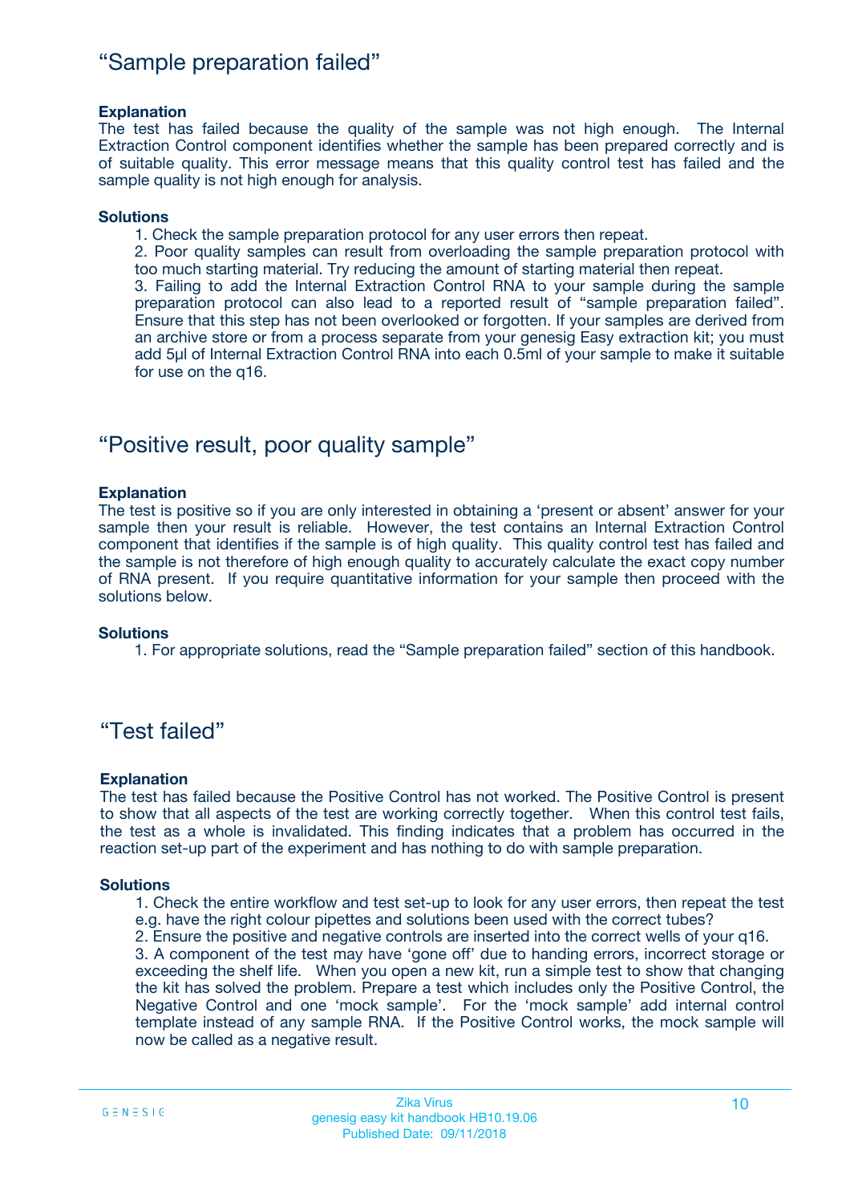## "Sample preparation failed"

**Explanation**

The test has failed because the quality of the sample was not high enough. The Internal Extraction Control component identifies whether the sample has been prepared correctly and is of suitable quality. This error message means that this quality control test has failed and the sample quality is not high enough for analysis.

**Solutions**

1. Check the sample preparation protocol for any user errors then repeat.
2. Poor quality samples can result from overloading the sample preparation protocol with too much starting material. Try reducing the amount of starting material then repeat.
3. Failing to add the Internal Extraction Control RNA to your sample during the sample preparation protocol can also lead to a reported result of "sample preparation failed". Ensure that this step has not been overlooked or forgotten. If your samples are derived from an archive store or from a process separate from your genesig Easy extraction kit; you must add 5µl of Internal Extraction Control RNA into each 0.5ml of your sample to make it suitable for use on the q16.

## "Positive result, poor quality sample"

**Explanation**

The test is positive so if you are only interested in obtaining a 'present or absent' answer for your sample then your result is reliable. However, the test contains an Internal Extraction Control component that identifies if the sample is of high quality. This quality control test has failed and the sample is not therefore of high enough quality to accurately calculate the exact copy number of RNA present. If you require quantitative information for your sample then proceed with the solutions below.

**Solutions**

1. For appropriate solutions, read the "Sample preparation failed" section of this handbook.

## "Test failed"

**Explanation**

The test has failed because the Positive Control has not worked. The Positive Control is present to show that all aspects of the test are working correctly together. When this control test fails, the test as a whole is invalidated. This finding indicates that a problem has occurred in the reaction set-up part of the experiment and has nothing to do with sample preparation.

**Solutions**

1. Check the entire workflow and test set-up to look for any user errors, then repeat the test e.g. have the right colour pipettes and solutions been used with the correct tubes?
2. Ensure the positive and negative controls are inserted into the correct wells of your q16.
3. A component of the test may have 'gone off' due to handing errors, incorrect storage or exceeding the shelf life. When you open a new kit, run a simple test to show that changing the kit has solved the problem. Prepare a test which includes only the Positive Control, the Negative Control and one 'mock sample'. For the 'mock sample' add internal control template instead of any sample RNA. If the Positive Control works, the mock sample will now be called as a negative result.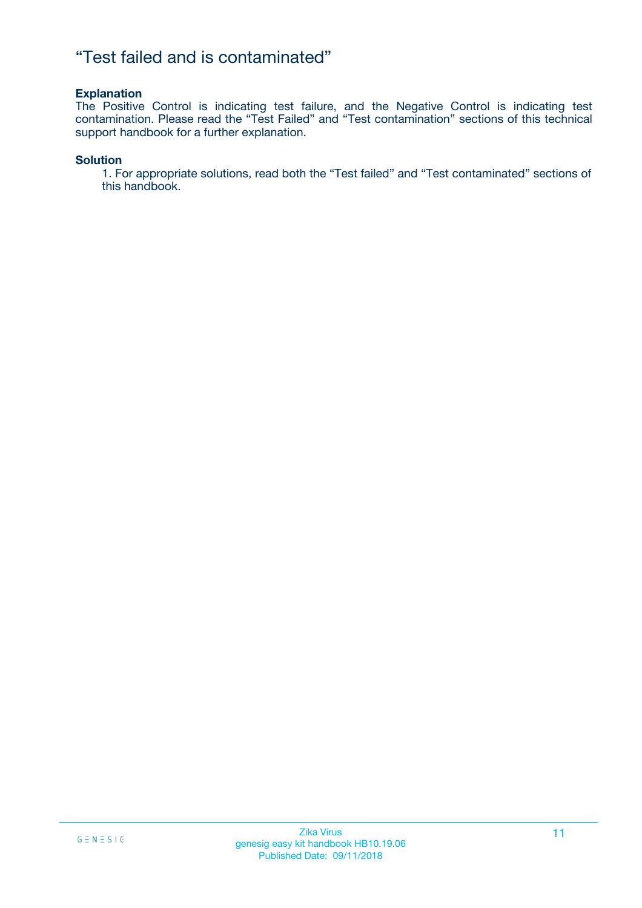# “Test failed and is contaminated”

**Explanation**

The Positive Control is indicating test failure, and the Negative Control is indicating test contamination. Please read the “Test Failed” and “Test contamination” sections of this technical support handbook for a further explanation.

**Solution**

1. For appropriate solutions, read both the “Test failed” and “Test contaminated” sections of this handbook.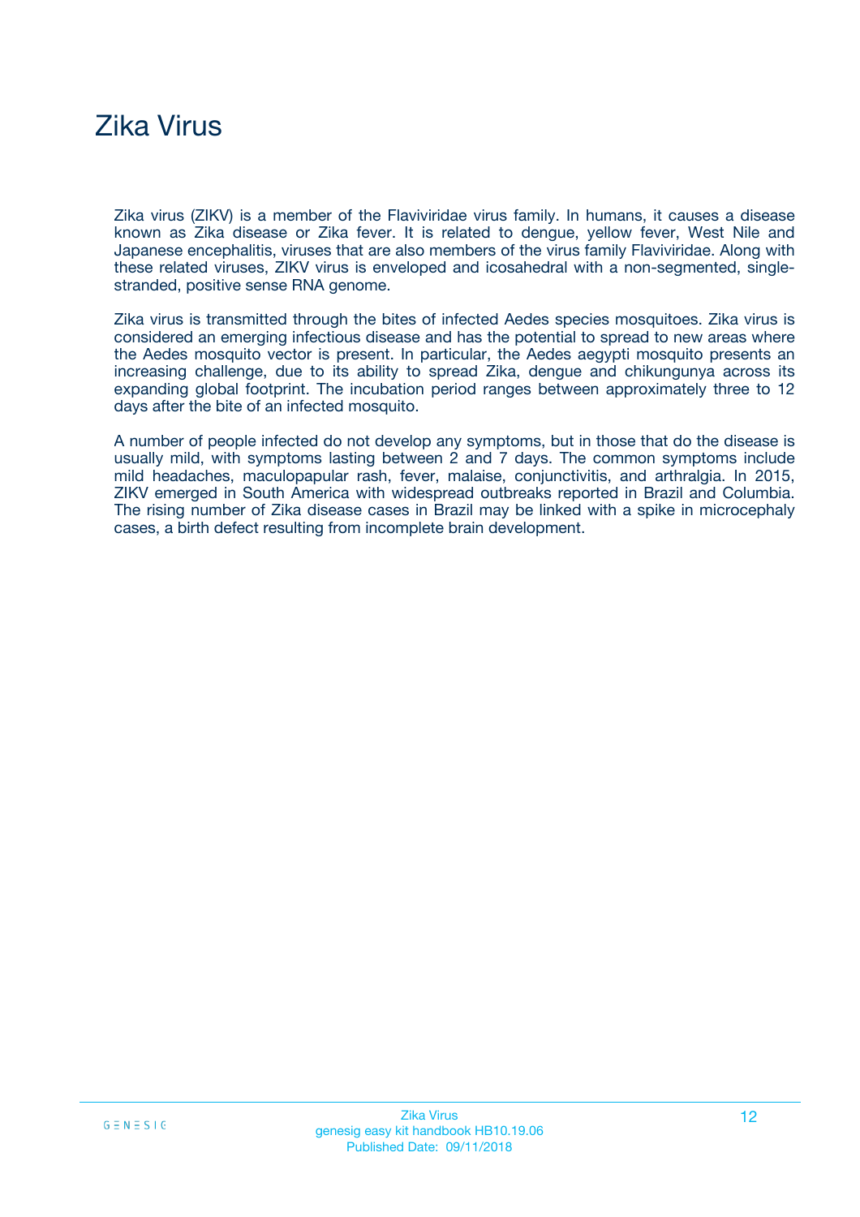# Zika Virus

Zika virus (ZIKV) is a member of the Flaviviridae virus family. In humans, it causes a disease known as Zika disease or Zika fever. It is related to dengue, yellow fever, West Nile and Japanese encephalitis, viruses that are also members of the virus family Flaviviridae. Along with these related viruses, ZIKV virus is enveloped and icosahedral with a non-segmented, single-stranded, positive sense RNA genome.

Zika virus is transmitted through the bites of infected Aedes species mosquitoes. Zika virus is considered an emerging infectious disease and has the potential to spread to new areas where the Aedes mosquito vector is present. In particular, the Aedes aegypti mosquito presents an increasing challenge, due to its ability to spread Zika, dengue and chikungunya across its expanding global footprint. The incubation period ranges between approximately three to 12 days after the bite of an infected mosquito.

A number of people infected do not develop any symptoms, but in those that do the disease is usually mild, with symptoms lasting between 2 and 7 days. The common symptoms include mild headaches, maculopapular rash, fever, malaise, conjunctivitis, and arthralgia. In 2015, ZIKV emerged in South America with widespread outbreaks reported in Brazil and Columbia. The rising number of Zika disease cases in Brazil may be linked with a spike in microcephaly cases, a birth defect resulting from incomplete brain development.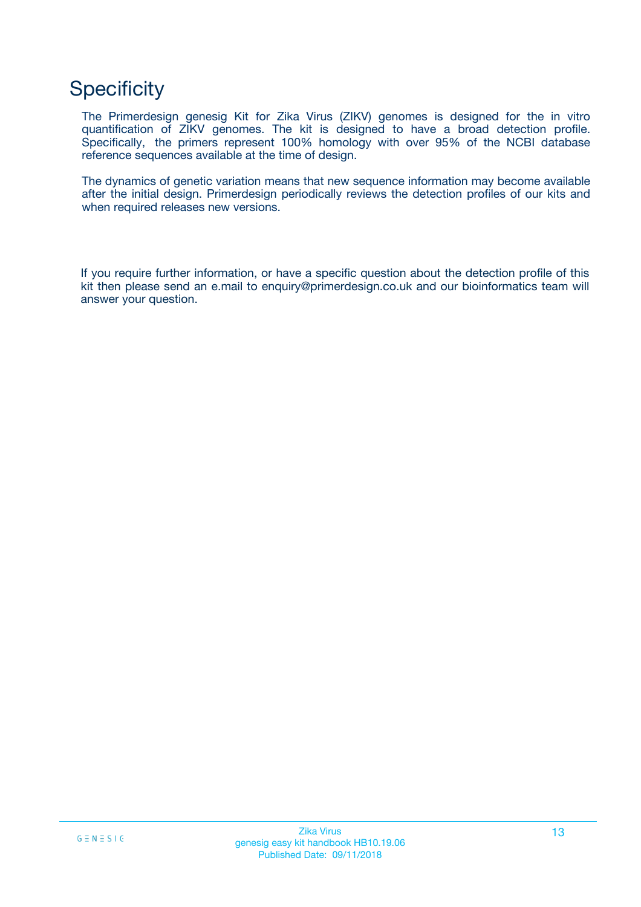# Specificity

The Primerdesign genesig Kit for Zika Virus (ZIKV) genomes is designed for the in vitro quantification of ZIKV genomes. The kit is designed to have a broad detection profile. Specifically, the primers represent 100% homology with over 95% of the NCBI database reference sequences available at the time of design.

The dynamics of genetic variation means that new sequence information may become available after the initial design. Primerdesign periodically reviews the detection profiles of our kits and when required releases new versions.

If you require further information, or have a specific question about the detection profile of this kit then please send an e.mail to enquiry@primerdesign.co.uk and our bioinformatics team will answer your question.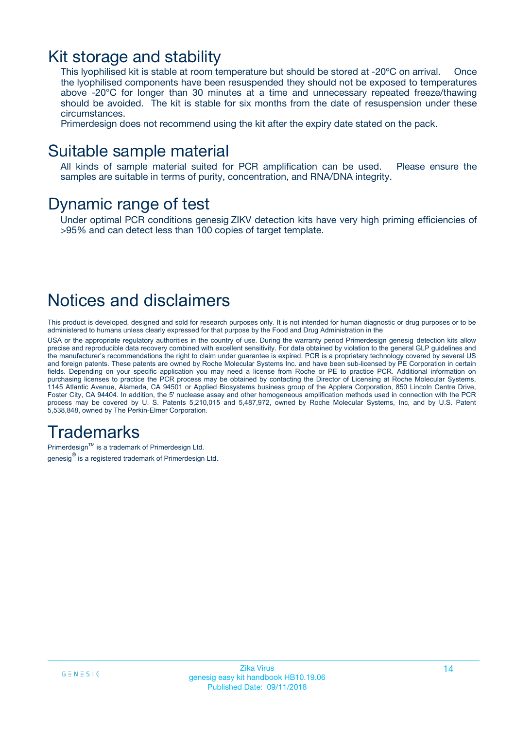## Kit storage and stability

This lyophilised kit is stable at room temperature but should be stored at -20ºC on arrival. Once the lyophilised components have been resuspended they should not be exposed to temperatures above -20°C for longer than 30 minutes at a time and unnecessary repeated freeze/thawing should be avoided. The kit is stable for six months from the date of resuspension under these circumstances.

Primerdesign does not recommend using the kit after the expiry date stated on the pack.

## Suitable sample material

All kinds of sample material suited for PCR amplification can be used. Please ensure the samples are suitable in terms of purity, concentration, and RNA/DNA integrity.

## Dynamic range of test

Under optimal PCR conditions genesig ZIKV detection kits have very high priming efficiencies of >95% and can detect less than 100 copies of target template.

# Notices and disclaimers

This product is developed, designed and sold for research purposes only. It is not intended for human diagnostic or drug purposes or to be administered to humans unless clearly expressed for that purpose by the Food and Drug Administration in the

USA or the appropriate regulatory authorities in the country of use. During the warranty period Primerdesign genesig detection kits allow precise and reproducible data recovery combined with excellent sensitivity. For data obtained by violation to the general GLP guidelines and the manufacturer's recommendations the right to claim under guarantee is expired. PCR is a proprietary technology covered by several US and foreign patents. These patents are owned by Roche Molecular Systems Inc. and have been sub-licensed by PE Corporation in certain fields. Depending on your specific application you may need a license from Roche or PE to practice PCR. Additional information on purchasing licenses to practice the PCR process may be obtained by contacting the Director of Licensing at Roche Molecular Systems, 1145 Atlantic Avenue, Alameda, CA 94501 or Applied Biosystems business group of the Applera Corporation, 850 Lincoln Centre Drive, Foster City, CA 94404. In addition, the 5' nuclease assay and other homogeneous amplification methods used in connection with the PCR process may be covered by U. S. Patents 5,210,015 and 5,487,972, owned by Roche Molecular Systems, Inc, and by U.S. Patent 5,538,848, owned by The Perkin-Elmer Corporation.

# Trademarks

Primerdesign™ is a trademark of Primerdesign Ltd.

genesig® is a registered trademark of Primerdesign Ltd.